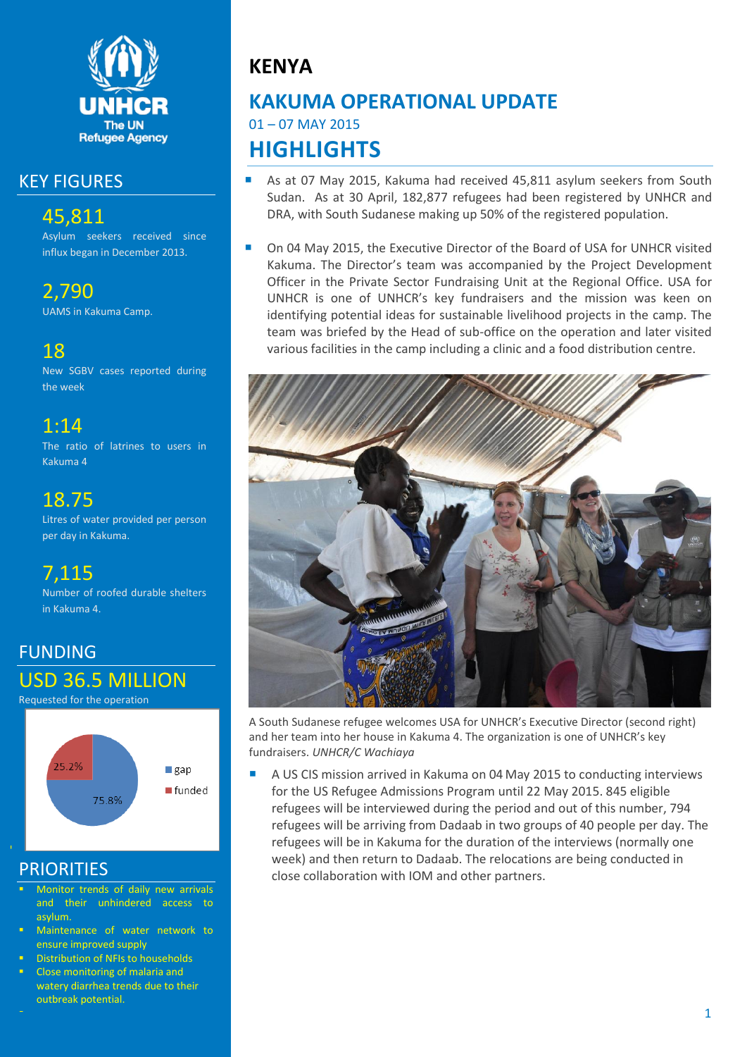# KENYA

## KAKUMA OPERATIONAL UPDATE

01 – 07 MAY 2015

## HIGHLIGHTS

- As at 07 May 2015, Kakuma had received 45,811 asylum seekers from South Sudan. As at 30 April, 182,877 refugees had been registered by UNHCR and DRA, with South Sudanese making up 50% of the registered population.

- On 04 May 2015, the Executive Director of the Board of USA for UNHCR visited Kakuma. The Director's team was accompanied by the Project Development Officer in the Private Sector Fundraising Unit at the Regional Office. USA for UNHCR is one of UNHCR's key fundraisers and the mission was keen on identifying potential ideas for sustainable livelihood projects in the camp. The team was briefed by the Head of sub-office on the operation and later visited various facilities in the camp including a clinic and a food distribution centre.

A South Sudanese refugee welcomes USA for UNHCR's Executive Director (second right) and her team into her house in Kakuma 4. The organization is one of UNHCR's key fundraisers. *UNHCR/C Wachiaya*

- A US CIS mission arrived in Kakuma on 04 May 2015 to conducting interviews for the US Refugee Admissions Program until 22 May 2015. 845 eligible refugees will be interviewed during the period and out of this number, 794 refugees will be arriving from Dadaab in two groups of 40 people per day. The refugees will be in Kakuma for the duration of the interviews (normally one week) and then return to Dadaab. The relocations are being conducted in close collaboration with IOM and other partners.

## KEY FIGURES

**45,811**
Asylum seekers received since influx began in December 2013.

**2,790**
UAMS in Kakuma Camp.

**18**
New SGBV cases reported during the week

**1:14**
The ratio of latrines to users in Kakuma 4

**18.75**
Litres of water provided per person per day in Kakuma.

**7,115**
Number of roofed durable shelters in Kakuma 4.

## FUNDING

**USD 36.5 MILLION**
Requested for the operation

| | |
|---|---|
| gap | 75.8% |
| funded | 25.2% |

## PRIORITIES

- Monitor trends of daily new arrivals and their unhindered access to asylum.
- Maintenance of water network to ensure improved supply
- Distribution of NFIs to households
- Close monitoring of malaria and watery diarrhea trends due to their outbreak potential.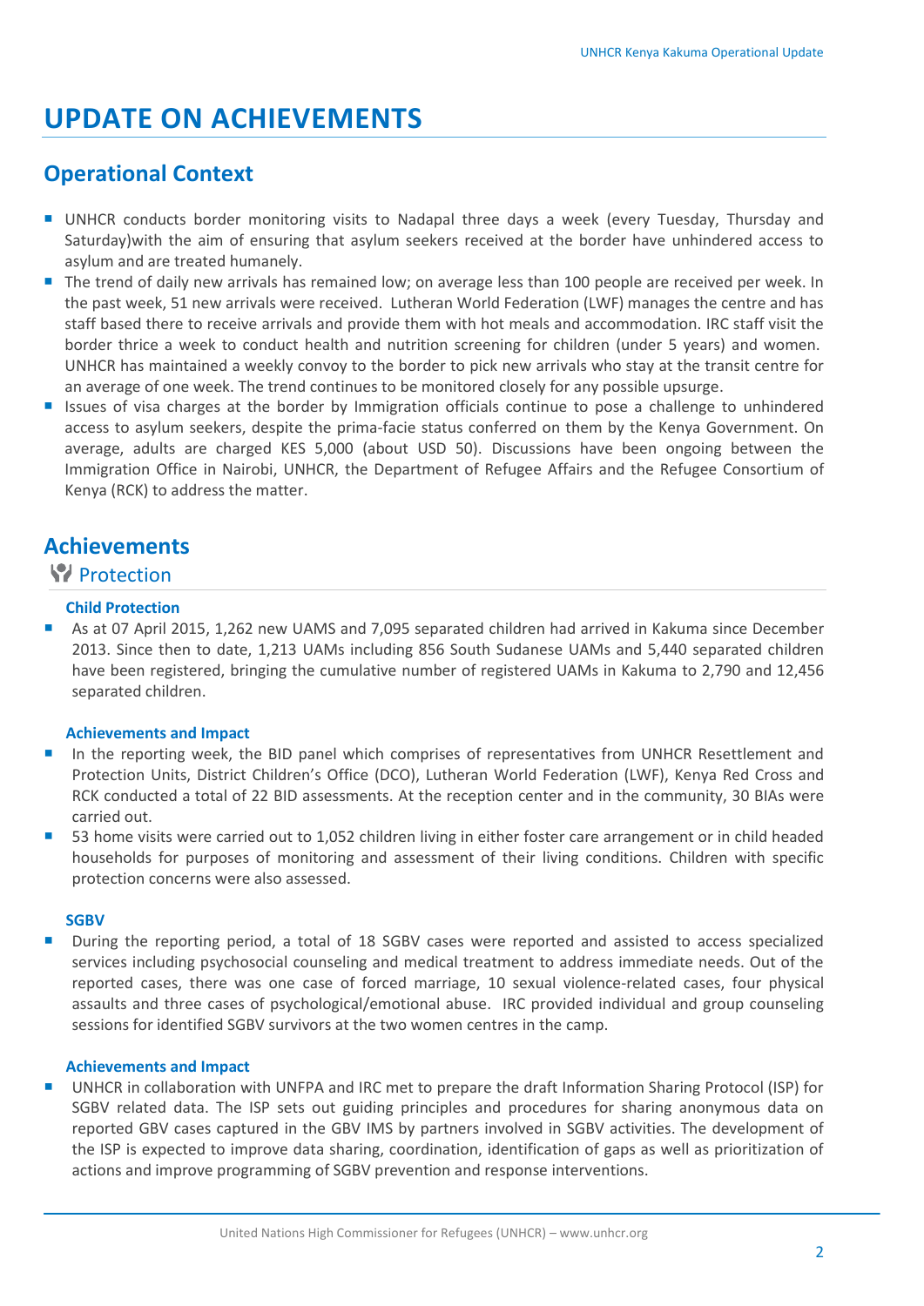# UPDATE ON ACHIEVEMENTS

## Operational Context

- UNHCR conducts border monitoring visits to Nadapal three days a week (every Tuesday, Thursday and Saturday)with the aim of ensuring that asylum seekers received at the border have unhindered access to asylum and are treated humanely.
- The trend of daily new arrivals has remained low; on average less than 100 people are received per week. In the past week, 51 new arrivals were received. Lutheran World Federation (LWF) manages the centre and has staff based there to receive arrivals and provide them with hot meals and accommodation. IRC staff visit the border thrice a week to conduct health and nutrition screening for children (under 5 years) and women. UNHCR has maintained a weekly convoy to the border to pick new arrivals who stay at the transit centre for an average of one week. The trend continues to be monitored closely for any possible upsurge.
- Issues of visa charges at the border by Immigration officials continue to pose a challenge to unhindered access to asylum seekers, despite the prima-facie status conferred on them by the Kenya Government. On average, adults are charged KES 5,000 (about USD 50). Discussions have been ongoing between the Immigration Office in Nairobi, UNHCR, the Department of Refugee Affairs and the Refugee Consortium of Kenya (RCK) to address the matter.

## Achievements

### Protection

**Child Protection**

- As at 07 April 2015, 1,262 new UAMS and 7,095 separated children had arrived in Kakuma since December 2013. Since then to date, 1,213 UAMs including 856 South Sudanese UAMs and 5,440 separated children have been registered, bringing the cumulative number of registered UAMs in Kakuma to 2,790 and 12,456 separated children.

**Achievements and Impact**

- In the reporting week, the BID panel which comprises of representatives from UNHCR Resettlement and Protection Units, District Children's Office (DCO), Lutheran World Federation (LWF), Kenya Red Cross and RCK conducted a total of 22 BID assessments. At the reception center and in the community, 30 BIAs were carried out.
- 53 home visits were carried out to 1,052 children living in either foster care arrangement or in child headed households for purposes of monitoring and assessment of their living conditions. Children with specific protection concerns were also assessed.

**SGBV**

- During the reporting period, a total of 18 SGBV cases were reported and assisted to access specialized services including psychosocial counseling and medical treatment to address immediate needs. Out of the reported cases, there was one case of forced marriage, 10 sexual violence-related cases, four physical assaults and three cases of psychological/emotional abuse. IRC provided individual and group counseling sessions for identified SGBV survivors at the two women centres in the camp.

**Achievements and Impact**

- UNHCR in collaboration with UNFPA and IRC met to prepare the draft Information Sharing Protocol (ISP) for SGBV related data. The ISP sets out guiding principles and procedures for sharing anonymous data on reported GBV cases captured in the GBV IMS by partners involved in SGBV activities. The development of the ISP is expected to improve data sharing, coordination, identification of gaps as well as prioritization of actions and improve programming of SGBV prevention and response interventions.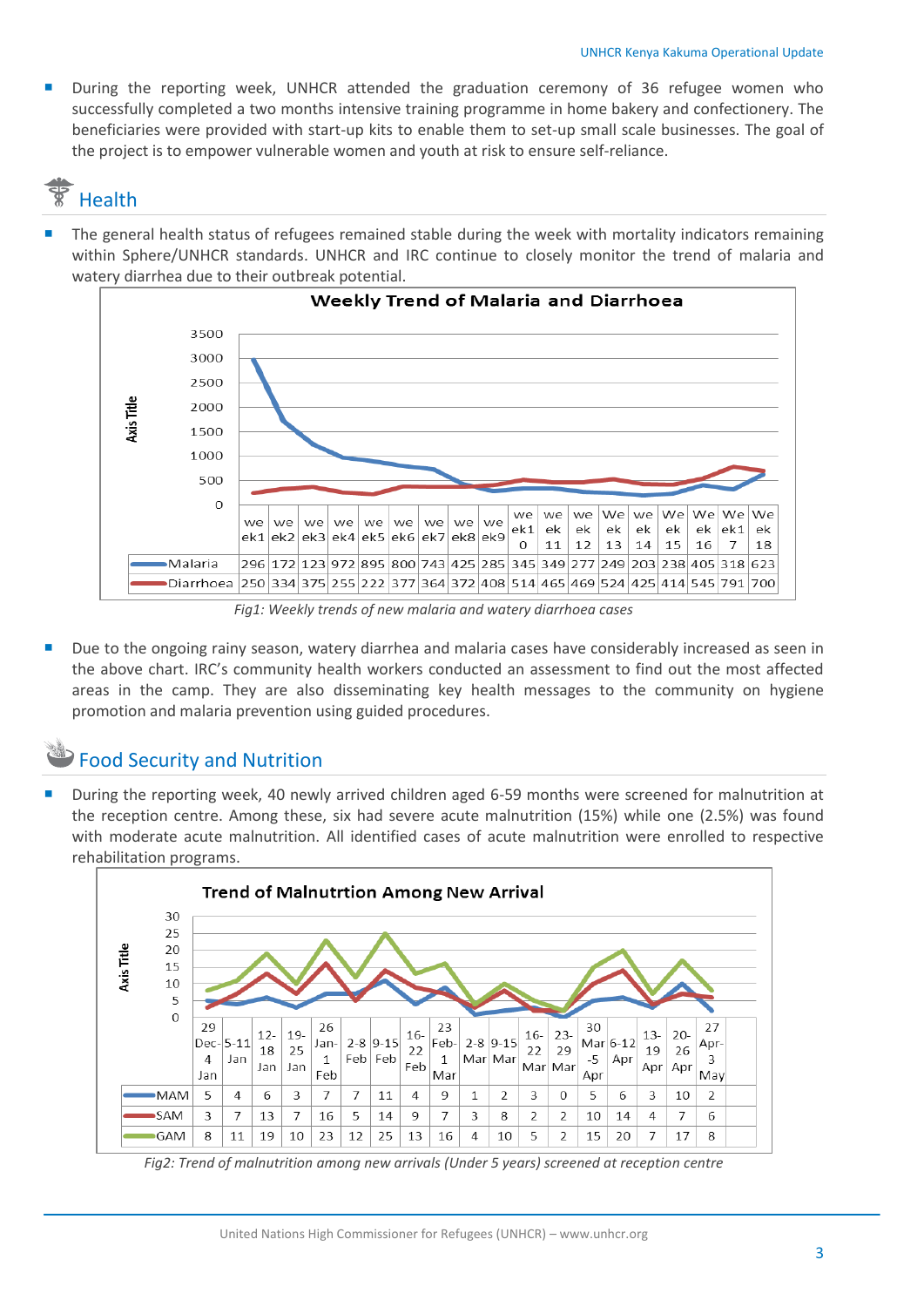- During the reporting week, UNHCR attended the graduation ceremony of 36 refugee women who successfully completed a two months intensive training programme in home bakery and confectionery. The beneficiaries were provided with start-up kits to enable them to set-up small scale businesses. The goal of the project is to empower vulnerable women and youth at risk to ensure self-reliance.

## Health

- The general health status of refugees remained stable during the week with mortality indicators remaining within Sphere/UNHCR standards. UNHCR and IRC continue to closely monitor the trend of malaria and watery diarrhea due to their outbreak potential.

**Weekly Trend of Malaria and Diarrhoea**

| | week1 | week2 | week3 | week4 | week5 | week6 | week7 | week8 | week9 | week10 | week 11 | week 12 | Week 13 | week 14 | Week 15 | Week 16 | Week17 | Week 18 |
|---|---|---|---|---|---|---|---|---|---|---|---|---|---|---|---|---|---|---|
| Malaria | 296 | 172 | 123 | 972 | 895 | 800 | 743 | 425 | 285 | 345 | 349 | 277 | 249 | 203 | 238 | 405 | 318 | 623 |
| Diarrhoea | 250 | 334 | 375 | 255 | 222 | 377 | 364 | 372 | 408 | 514 | 465 | 469 | 524 | 425 | 414 | 545 | 791 | 700 |

*Fig1: Weekly trends of new malaria and watery diarrhoea cases*

- Due to the ongoing rainy season, watery diarrhea and malaria cases have considerably increased as seen in the above chart. IRC's community health workers conducted an assessment to find out the most affected areas in the camp. They are also disseminating key health messages to the community on hygiene promotion and malaria prevention using guided procedures.

## Food Security and Nutrition

- During the reporting week, 40 newly arrived children aged 6-59 months were screened for malnutrition at the reception centre. Among these, six had severe acute malnutrition (15%) while one (2.5%) was found with moderate acute malnutrition. All identified cases of acute malnutrition were enrolled to respective rehabilitation programs.

**Trend of Malnutrtion Among New Arrival**

| | 29 Dec-4 Jan | 5-11 Jan | 12-18 Jan | 19-25 Jan | 26 Jan-1 Feb | 2-8 Feb | 9-15 Feb | 16-22 Feb | 23 Feb-1 Mar | 2-8 Mar | 9-15 Mar | 16-22 Mar | 23-29 Mar | 30 Mar-5 Apr | 6-12 Apr | 13-19 Apr | 20-26 Apr | 27 Apr-3 May |
|---|---|---|---|---|---|---|---|---|---|---|---|---|---|---|---|---|---|---|
| MAM | 5 | 4 | 6 | 3 | 7 | 7 | 11 | 4 | 9 | 1 | 2 | 3 | 0 | 5 | 6 | 3 | 10 | 2 |
| SAM | 3 | 7 | 13 | 7 | 16 | 5 | 14 | 9 | 7 | 3 | 8 | 2 | 2 | 10 | 14 | 4 | 7 | 6 |
| GAM | 8 | 11 | 19 | 10 | 23 | 12 | 25 | 13 | 16 | 4 | 10 | 5 | 2 | 15 | 20 | 7 | 17 | 8 |

*Fig2: Trend of malnutrition among new arrivals (Under 5 years) screened at reception centre*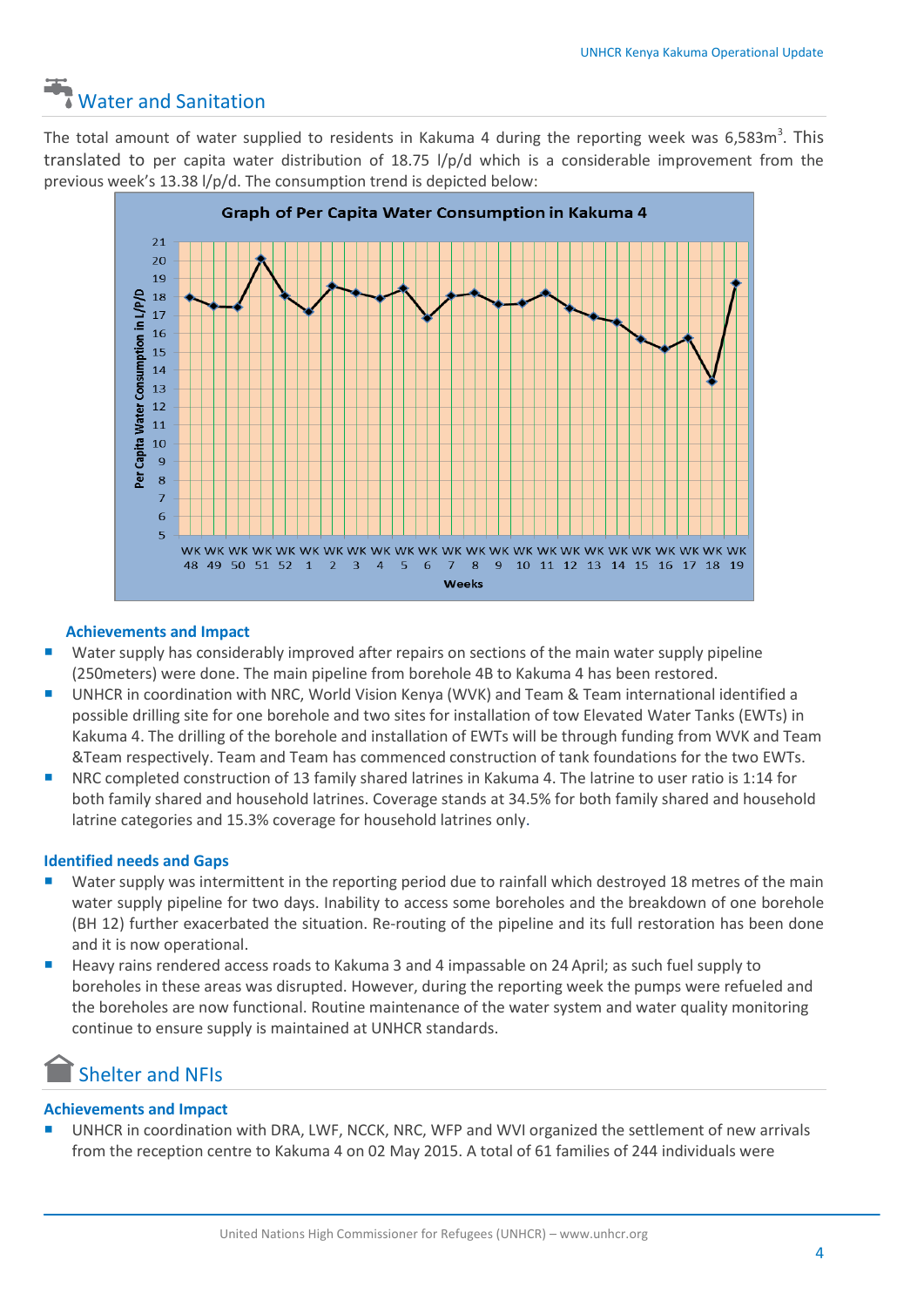## Water and Sanitation

The total amount of water supplied to residents in Kakuma 4 during the reporting week was 6,583m$^3$. This translated to per capita water distribution of 18.75 l/p/d which is a considerable improvement from the previous week's 13.38 l/p/d. The consumption trend is depicted below:

**Graph of Per Capita Water Consumption in Kakuma 4**

### Achievements and Impact

- Water supply has considerably improved after repairs on sections of the main water supply pipeline (250meters) were done. The main pipeline from borehole 4B to Kakuma 4 has been restored.
- UNHCR in coordination with NRC, World Vision Kenya (WVK) and Team & Team international identified a possible drilling site for one borehole and two sites for installation of tow Elevated Water Tanks (EWTs) in Kakuma 4. The drilling of the borehole and installation of EWTs will be through funding from WVK and Team &Team respectively. Team and Team has commenced construction of tank foundations for the two EWTs.
- NRC completed construction of 13 family shared latrines in Kakuma 4. The latrine to user ratio is 1:14 for both family shared and household latrines. Coverage stands at 34.5% for both family shared and household latrine categories and 15.3% coverage for household latrines only.

### Identified needs and Gaps

- Water supply was intermittent in the reporting period due to rainfall which destroyed 18 metres of the main water supply pipeline for two days. Inability to access some boreholes and the breakdown of one borehole (BH 12) further exacerbated the situation. Re-routing of the pipeline and its full restoration has been done and it is now operational.
- Heavy rains rendered access roads to Kakuma 3 and 4 impassable on 24 April; as such fuel supply to boreholes in these areas was disrupted. However, during the reporting week the pumps were refueled and the boreholes are now functional. Routine maintenance of the water system and water quality monitoring continue to ensure supply is maintained at UNHCR standards.

## Shelter and NFIs

### Achievements and Impact

- UNHCR in coordination with DRA, LWF, NCCK, NRC, WFP and WVI organized the settlement of new arrivals from the reception centre to Kakuma 4 on 02 May 2015. A total of 61 families of 244 individuals were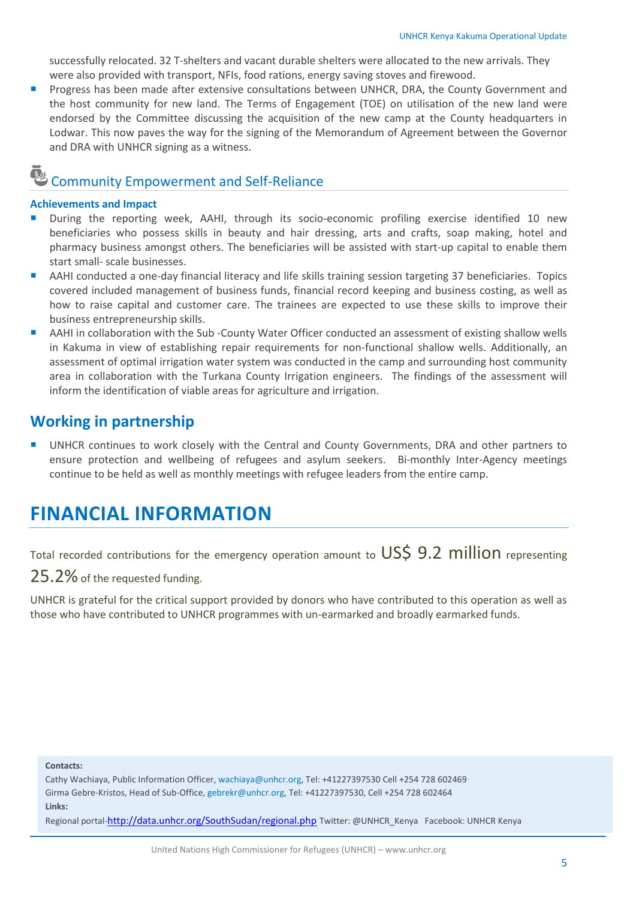successfully relocated. 32 T-shelters and vacant durable shelters were allocated to the new arrivals. They were also provided with transport, NFIs, food rations, energy saving stoves and firewood.

- Progress has been made after extensive consultations between UNHCR, DRA, the County Government and the host community for new land. The Terms of Engagement (TOE) on utilisation of the new land were endorsed by the Committee discussing the acquisition of the new camp at the County headquarters in Lodwar. This now paves the way for the signing of the Memorandum of Agreement between the Governor and DRA with UNHCR signing as a witness.

## Community Empowerment and Self-Reliance

### Achievements and Impact

- During the reporting week, AAHI, through its socio-economic profiling exercise identified 10 new beneficiaries who possess skills in beauty and hair dressing, arts and crafts, soap making, hotel and pharmacy business amongst others. The beneficiaries will be assisted with start-up capital to enable them start small- scale businesses.
- AAHI conducted a one-day financial literacy and life skills training session targeting 37 beneficiaries. Topics covered included management of business funds, financial record keeping and business costing, as well as how to raise capital and customer care. The trainees are expected to use these skills to improve their business entrepreneurship skills.
- AAHI in collaboration with the Sub -County Water Officer conducted an assessment of existing shallow wells in Kakuma in view of establishing repair requirements for non-functional shallow wells. Additionally, an assessment of optimal irrigation water system was conducted in the camp and surrounding host community area in collaboration with the Turkana County Irrigation engineers. The findings of the assessment will inform the identification of viable areas for agriculture and irrigation.

## Working in partnership

- UNHCR continues to work closely with the Central and County Governments, DRA and other partners to ensure protection and wellbeing of refugees and asylum seekers. Bi-monthly Inter-Agency meetings continue to be held as well as monthly meetings with refugee leaders from the entire camp.

# FINANCIAL INFORMATION

Total recorded contributions for the emergency operation amount to US$ 9.2 million representing 25.2% of the requested funding.

UNHCR is grateful for the critical support provided by donors who have contributed to this operation as well as those who have contributed to UNHCR programmes with un-earmarked and broadly earmarked funds.

**Contacts:**

Cathy Wachiaya, Public Information Officer, wachiaya@unhcr.org, Tel: +41227397530 Cell +254 728 602469

Girma Gebre-Kristos, Head of Sub-Office, gebrekr@unhcr.org, Tel: +41227397530, Cell +254 728 602464

**Links:**

Regional portal-http://data.unhcr.org/SouthSudan/regional.php Twitter: @UNHCR_Kenya Facebook: UNHCR Kenya

United Nations High Commissioner for Refugees (UNHCR) – www.unhcr.org